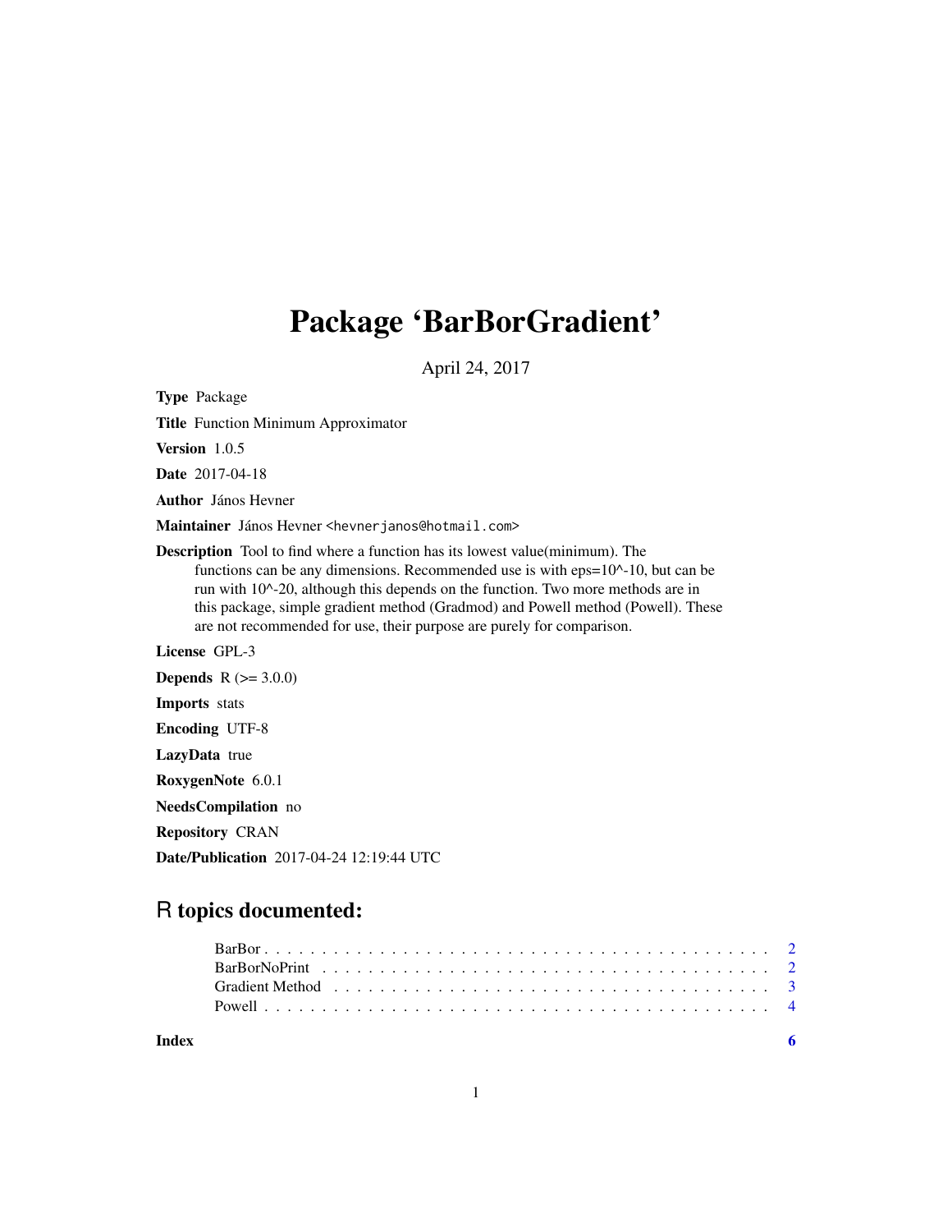# Package 'BarBorGradient'

April 24, 2017

**Type** Package

**Title** Function Minimum Approximator

**Version** 1.0.5

**Date** 2017-04-18

**Author** János Hevner

**Maintainer** János Hevner <hevnerjanos@hotmail.com>

**Description** Tool to find where a function has its lowest value(minimum). The functions can be any dimensions. Recommended use is with eps=10^-10, but can be run with 10^-20, although this depends on the function. Two more methods are in this package, simple gradient method (Gradmod) and Powell method (Powell). These are not recommended for use, their purpose are purely for comparison.

**License** GPL-3

**Depends** R (>= 3.0.0)

**Imports** stats

**Encoding** UTF-8

**LazyData** true

**RoxygenNote** 6.0.1

**NeedsCompilation** no

**Repository** CRAN

**Date/Publication** 2017-04-24 12:19:44 UTC

## R topics documented:

| | |
|---|---|
| BarBor | 2 |
| BarBorNoPrint | 2 |
| Gradient Method | 3 |
| Powell | 4 |
| **Index** | **6** |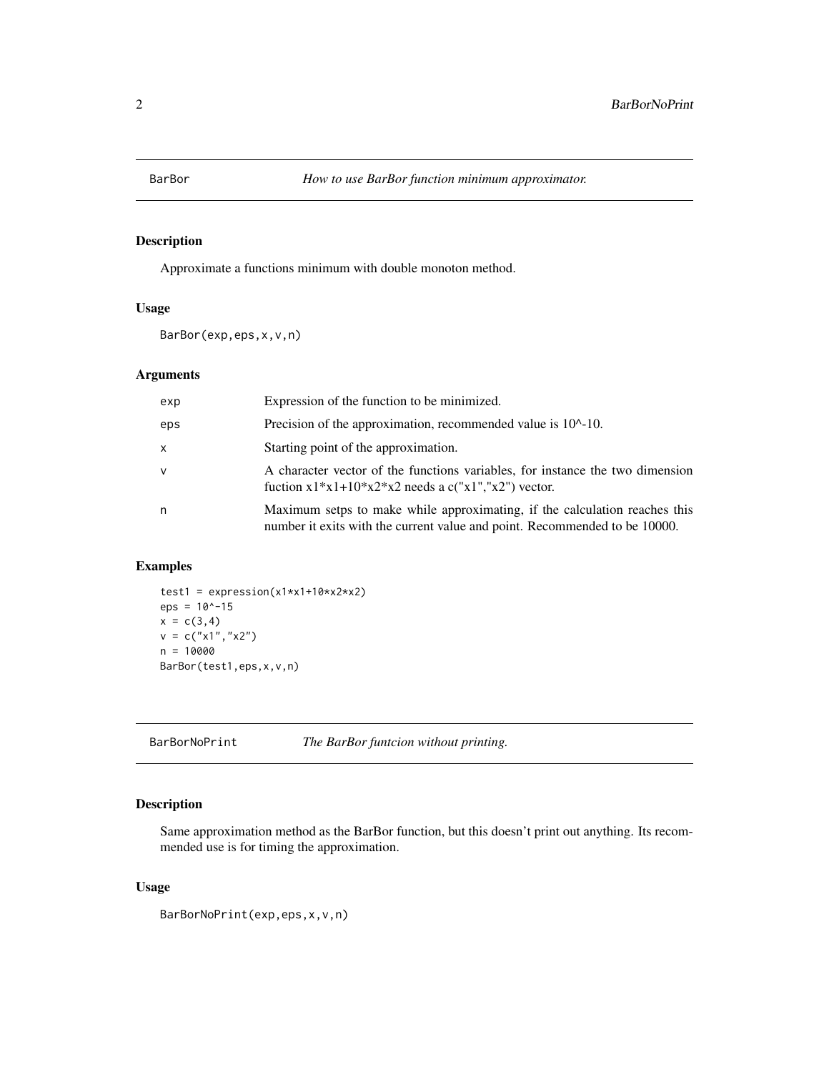## BarBor — *How to use BarBor function minimum approximator.*

### Description

Approximate a functions minimum with double monoton method.

### Usage

```
BarBor(exp,eps,x,v,n)
```

### Arguments

| | |
|---|---|
| exp | Expression of the function to be minimized. |
| eps | Precision of the approximation, recommended value is 10^-10. |
| x | Starting point of the approximation. |
| v | A character vector of the functions variables, for instance the two dimension fuction x1*x1+10*x2*x2 needs a c("x1","x2") vector. |
| n | Maximum setps to make while approximating, if the calculation reaches this number it exits with the current value and point. Recommended to be 10000. |

### Examples

```
test1 = expression(x1*x1+10*x2*x2)
eps = 10^-15
x = c(3,4)
v = c("x1","x2")
n = 10000
BarBor(test1,eps,x,v,n)
```

## BarBorNoPrint — *The BarBor funtcion without printing.*

### Description

Same approximation method as the BarBor function, but this doesn't print out anything. Its recommended use is for timing the approximation.

### Usage

```
BarBorNoPrint(exp,eps,x,v,n)
```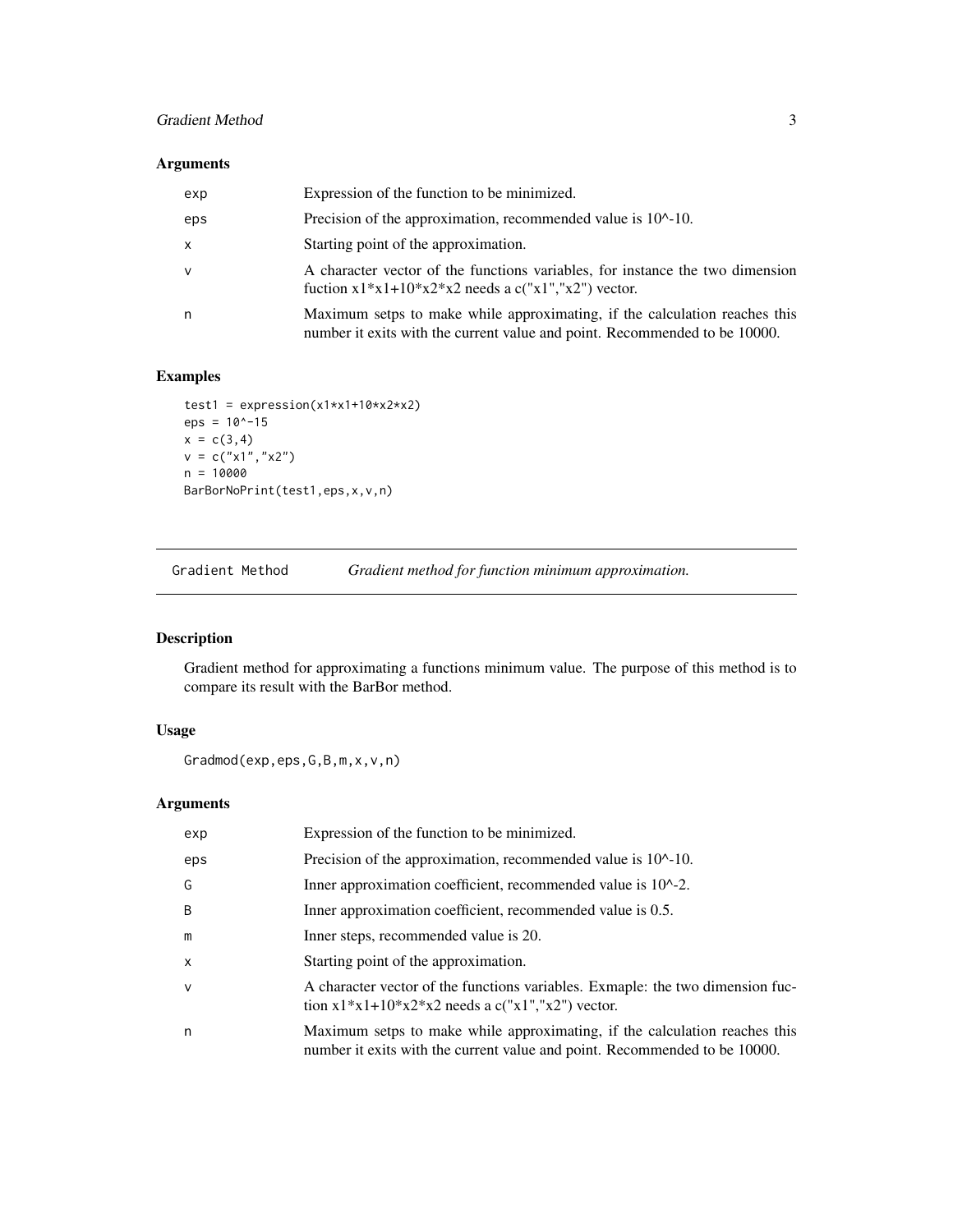### Arguments

| | |
|---|---|
| exp | Expression of the function to be minimized. |
| eps | Precision of the approximation, recommended value is 10^-10. |
| x | Starting point of the approximation. |
| v | A character vector of the functions variables, for instance the two dimension fuction x1*x1+10*x2*x2 needs a c("x1","x2") vector. |
| n | Maximum setps to make while approximating, if the calculation reaches this number it exits with the current value and point. Recommended to be 10000. |

### Examples

```
test1 = expression(x1*x1+10*x2*x2)
eps = 10^-15
x = c(3,4)
v = c("x1","x2")
n = 10000
BarBorNoPrint(test1,eps,x,v,n)
```

---

## Gradient Method — *Gradient method for function minimum approximation.*

### Description

Gradient method for approximating a functions minimum value. The purpose of this method is to compare its result with the BarBor method.

### Usage

```
Gradmod(exp,eps,G,B,m,x,v,n)
```

### Arguments

| | |
|---|---|
| exp | Expression of the function to be minimized. |
| eps | Precision of the approximation, recommended value is 10^-10. |
| G | Inner approximation coefficient, recommended value is 10^-2. |
| B | Inner approximation coefficient, recommended value is 0.5. |
| m | Inner steps, recommended value is 20. |
| x | Starting point of the approximation. |
| v | A character vector of the functions variables. Exmaple: the two dimension fuction x1*x1+10*x2*x2 needs a c("x1","x2") vector. |
| n | Maximum setps to make while approximating, if the calculation reaches this number it exits with the current value and point. Recommended to be 10000. |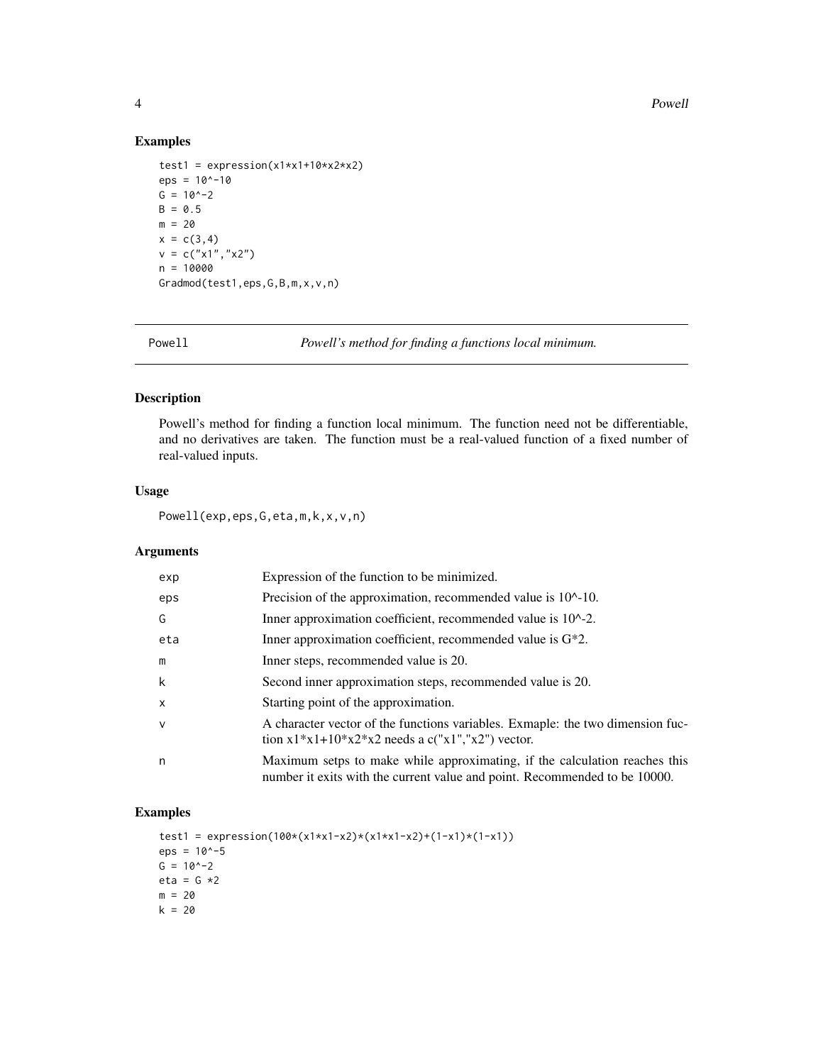## Examples

```
test1 = expression(x1*x1+10*x2*x2)
eps = 10^-10
G = 10^-2
B = 0.5
m = 20
x = c(3,4)
v = c("x1","x2")
n = 10000
Gradmod(test1,eps,G,B,m,x,v,n)
```

---

# Powell — *Powell's method for finding a functions local minimum.*

## Description

Powell's method for finding a function local minimum. The function need not be differentiable, and no derivatives are taken. The function must be a real-valued function of a fixed number of real-valued inputs.

## Usage

```
Powell(exp,eps,G,eta,m,k,x,v,n)
```

## Arguments

| | |
|---|---|
| exp | Expression of the function to be minimized. |
| eps | Precision of the approximation, recommended value is 10^-10. |
| G | Inner approximation coefficient, recommended value is 10^-2. |
| eta | Inner approximation coefficient, recommended value is G*2. |
| m | Inner steps, recommended value is 20. |
| k | Second inner approximation steps, recommended value is 20. |
| x | Starting point of the approximation. |
| v | A character vector of the functions variables. Exmaple: the two dimension fuction x1*x1+10*x2*x2 needs a c("x1","x2") vector. |
| n | Maximum setps to make while approximating, if the calculation reaches this number it exits with the current value and point. Recommended to be 10000. |

## Examples

```
test1 = expression(100*(x1*x1-x2)*(x1*x1-x2)+(1-x1)*(1-x1))
eps = 10^-5
G = 10^-2
eta = G *2
m = 20
k = 20
```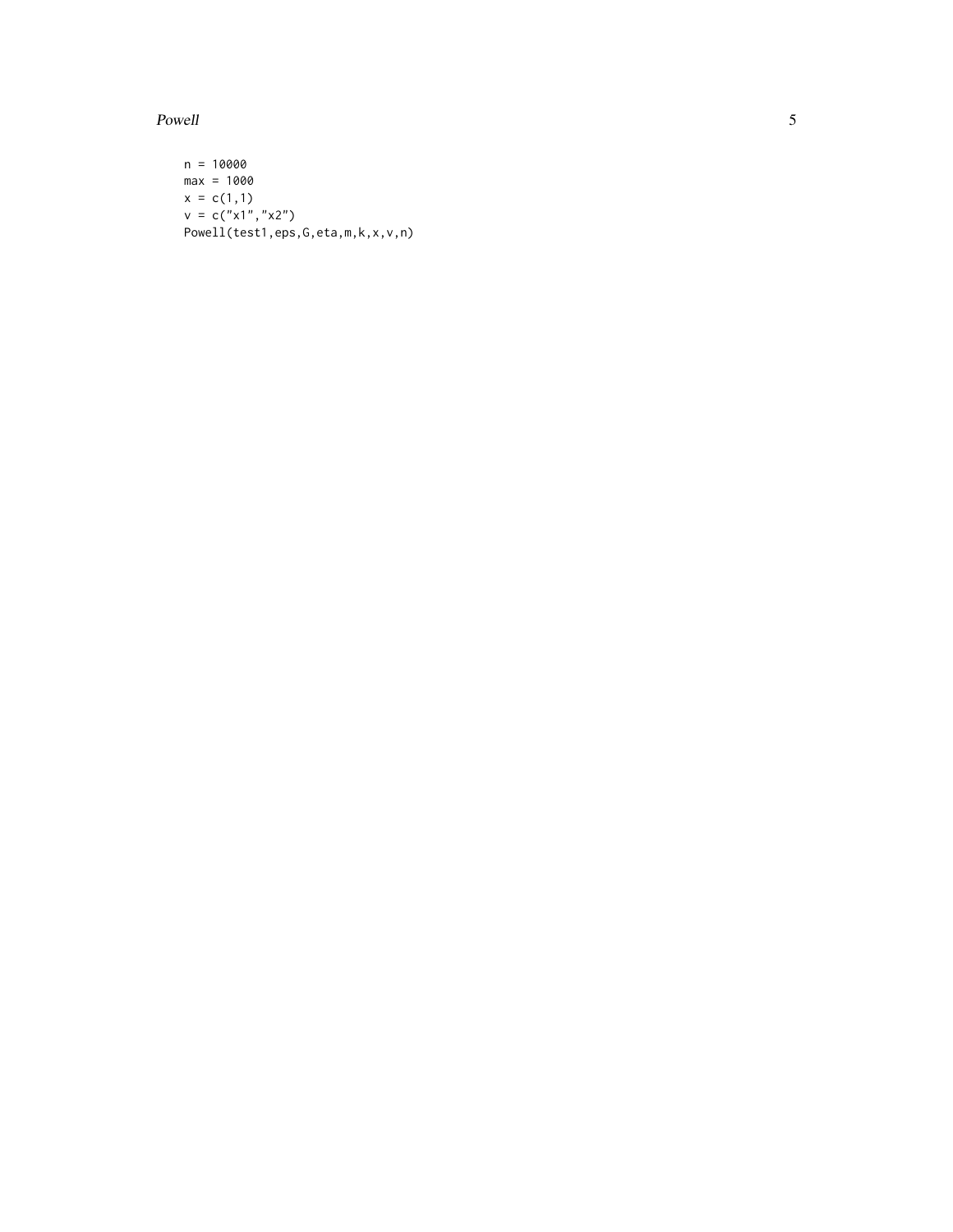```
n = 10000
max = 1000
x = c(1,1)
v = c("x1","x2")
Powell(test1,eps,G,eta,m,k,x,v,n)
```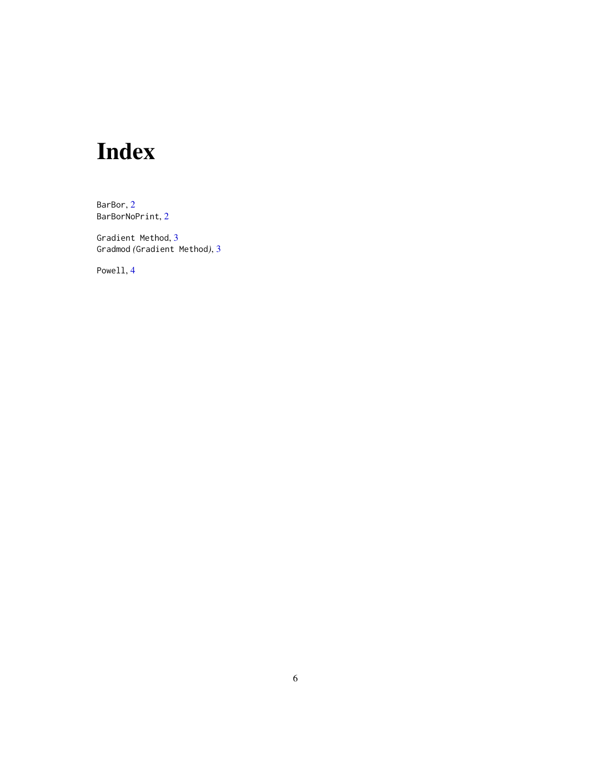# Index

`BarBor`, 2
`BarBorNoPrint`, 2

`Gradient Method`, 3
`Gradmod` *(*`Gradient Method`*)*, 3

`Powell`, 4